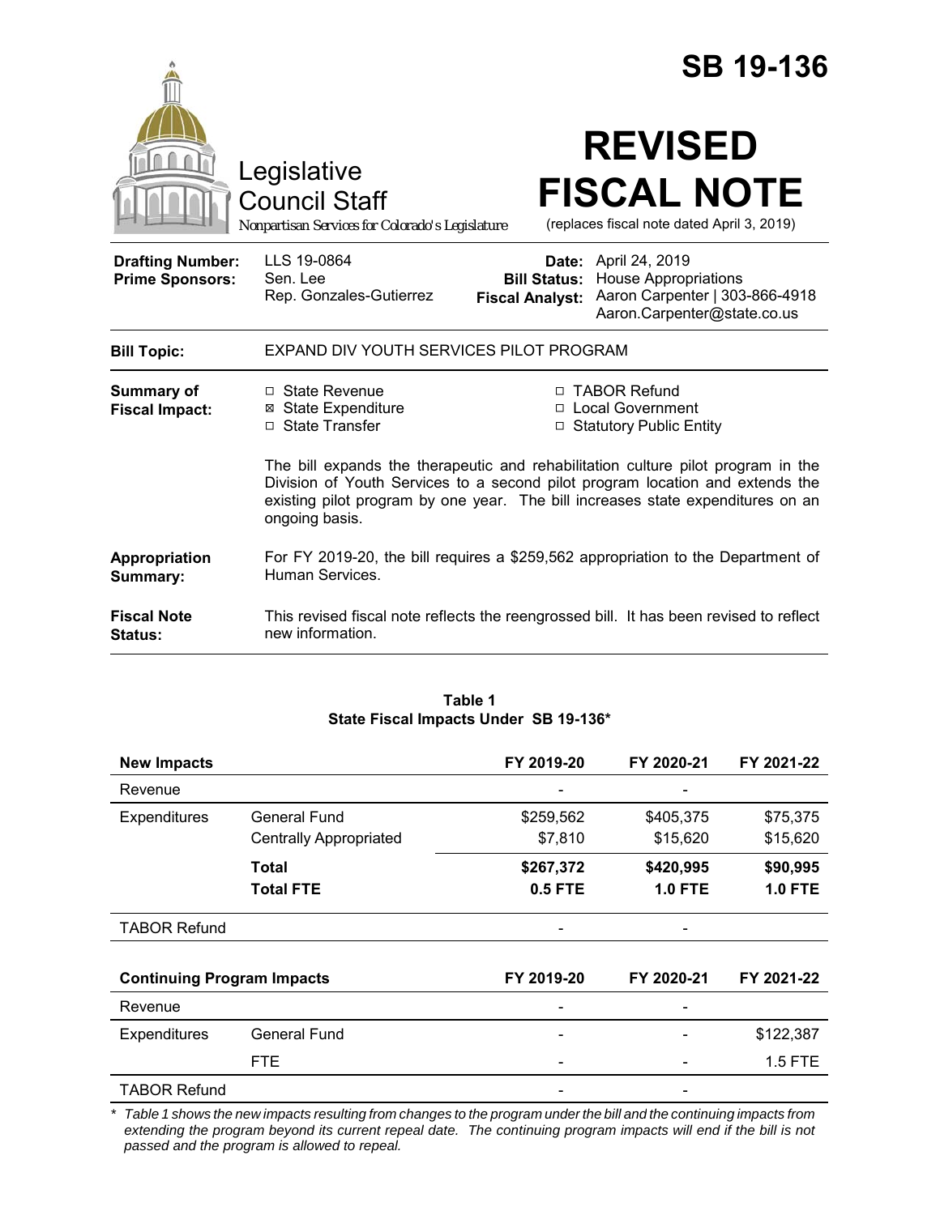# SB 19-136

Legislative Council Staff

*Nonpartisan Services for Colorado's Legislature*

# REVISED FISCAL NOTE

(replaces fiscal note dated April 3, 2019)

| | | | |
|---|---|---|---|
| **Drafting Number:** | LLS 19-0864 | **Date:** | April 24, 2019 |
| **Prime Sponsors:** | Sen. Lee<br>Rep. Gonzales-Gutierrez | **Bill Status:** | House Appropriations |
| | | **Fiscal Analyst:** | Aaron Carpenter \| 303-866-4918<br>Aaron.Carpenter@state.co.us |

**Bill Topic:** EXPAND DIV YOUTH SERVICES PILOT PROGRAM

**Summary of Fiscal Impact:**

- ☐ State Revenue
- ☒ State Expenditure
- ☐ State Transfer
- ☐ TABOR Refund
- ☐ Local Government
- ☐ Statutory Public Entity

The bill expands the therapeutic and rehabilitation culture pilot program in the Division of Youth Services to a second pilot program location and extends the existing pilot program by one year. The bill increases state expenditures on an ongoing basis.

**Appropriation Summary:** For FY 2019-20, the bill requires a $259,562 appropriation to the Department of Human Services.

**Fiscal Note Status:** This revised fiscal note reflects the reengrossed bill. It has been revised to reflect new information.

**Table 1**
**State Fiscal Impacts Under SB 19-136***

| **New Impacts** | | **FY 2019-20** | **FY 2020-21** | **FY 2021-22** |
|---|---|---|---|---|
| Revenue | | - | - | |
| Expenditures | General Fund | $259,562 | $405,375 | $75,375 |
| | Centrally Appropriated | $7,810 | $15,620 | $15,620 |
| | **Total** | **$267,372** | **$420,995** | **$90,995** |
| | **Total FTE** | **0.5 FTE** | **1.0 FTE** | **1.0 FTE** |
| TABOR Refund | | - | - | |
| **Continuing Program Impacts** | | **FY 2019-20** | **FY 2020-21** | **FY 2021-22** |
| Revenue | | - | - | |
| Expenditures | General Fund | - | - | $122,387 |
| | FTE | - | - | 1.5 FTE |
| TABOR Refund | | - | - | |

*\* Table 1 shows the new impacts resulting from changes to the program under the bill and the continuing impacts from extending the program beyond its current repeal date. The continuing program impacts will end if the bill is not passed and the program is allowed to repeal.*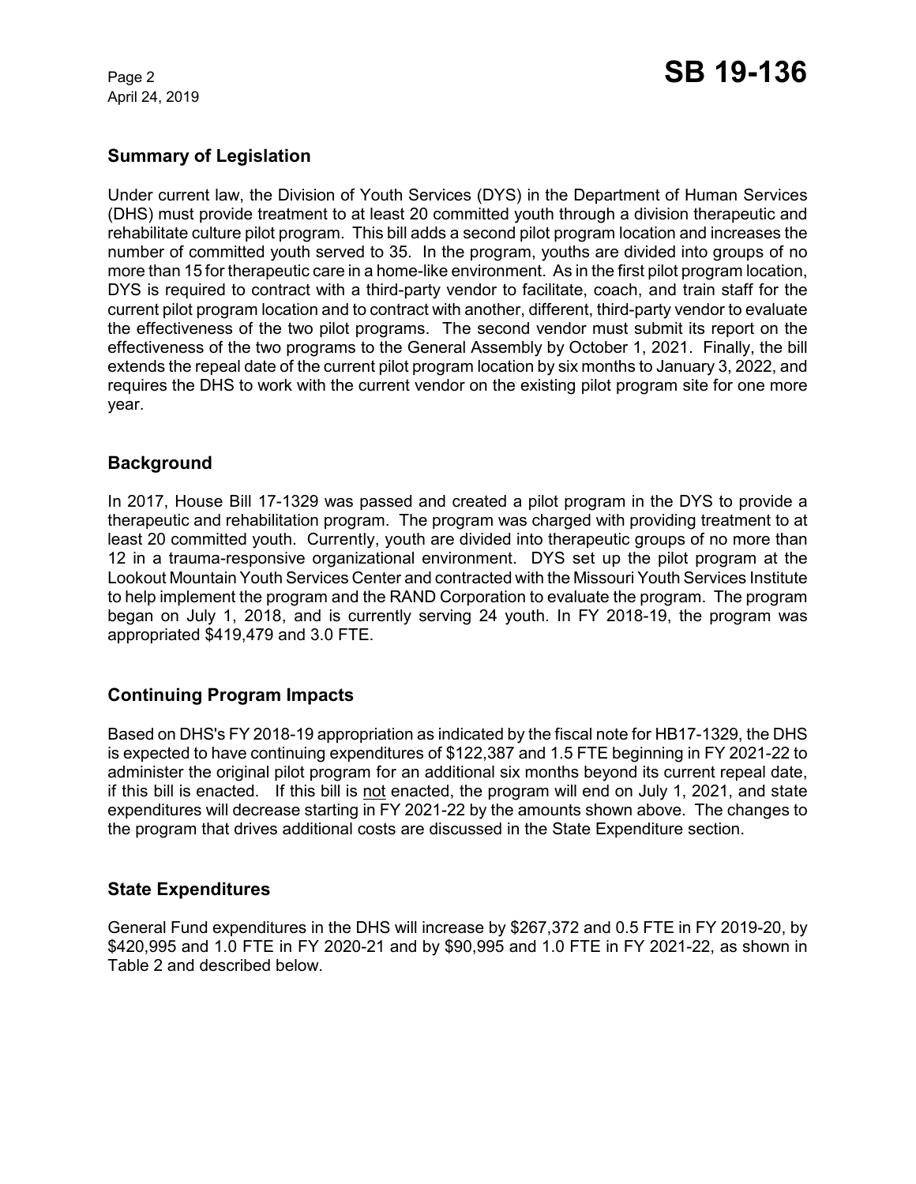## Summary of Legislation

Under current law, the Division of Youth Services (DYS) in the Department of Human Services (DHS) must provide treatment to at least 20 committed youth through a division therapeutic and rehabilitate culture pilot program. This bill adds a second pilot program location and increases the number of committed youth served to 35. In the program, youths are divided into groups of no more than 15 for therapeutic care in a home-like environment. As in the first pilot program location, DYS is required to contract with a third-party vendor to facilitate, coach, and train staff for the current pilot program location and to contract with another, different, third-party vendor to evaluate the effectiveness of the two pilot programs. The second vendor must submit its report on the effectiveness of the two programs to the General Assembly by October 1, 2021. Finally, the bill extends the repeal date of the current pilot program location by six months to January 3, 2022, and requires the DHS to work with the current vendor on the existing pilot program site for one more year.

## Background

In 2017, House Bill 17-1329 was passed and created a pilot program in the DYS to provide a therapeutic and rehabilitation program. The program was charged with providing treatment to at least 20 committed youth. Currently, youth are divided into therapeutic groups of no more than 12 in a trauma-responsive organizational environment. DYS set up the pilot program at the Lookout Mountain Youth Services Center and contracted with the Missouri Youth Services Institute to help implement the program and the RAND Corporation to evaluate the program. The program began on July 1, 2018, and is currently serving 24 youth. In FY 2018-19, the program was appropriated $419,479 and 3.0 FTE.

## Continuing Program Impacts

Based on DHS's FY 2018-19 appropriation as indicated by the fiscal note for HB17-1329, the DHS is expected to have continuing expenditures of $122,387 and 1.5 FTE beginning in FY 2021-22 to administer the original pilot program for an additional six months beyond its current repeal date, if this bill is enacted. If this bill is <u>not</u> enacted, the program will end on July 1, 2021, and state expenditures will decrease starting in FY 2021-22 by the amounts shown above. The changes to the program that drives additional costs are discussed in the State Expenditure section.

## State Expenditures

General Fund expenditures in the DHS will increase by $267,372 and 0.5 FTE in FY 2019-20, by $420,995 and 1.0 FTE in FY 2020-21 and by $90,995 and 1.0 FTE in FY 2021-22, as shown in Table 2 and described below.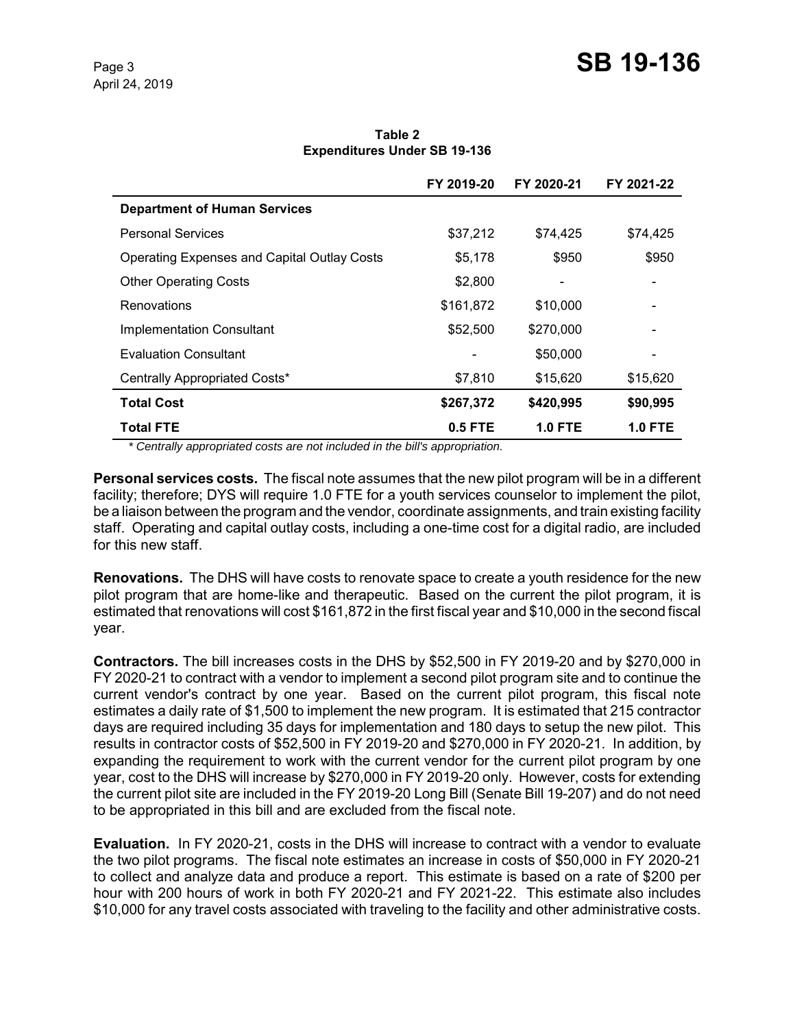**Table 2**
**Expenditures Under SB 19-136**

| | FY 2019-20 | FY 2020-21 | FY 2021-22 |
|---|---|---|---|
| **Department of Human Services** | | | |
| Personal Services | $37,212 | $74,425 | $74,425 |
| Operating Expenses and Capital Outlay Costs | $5,178 | $950 | $950 |
| Other Operating Costs | $2,800 | - | - |
| Renovations | $161,872 | $10,000 | - |
| Implementation Consultant | $52,500 | $270,000 | - |
| Evaluation Consultant | - | $50,000 | - |
| Centrally Appropriated Costs* | $7,810 | $15,620 | $15,620 |
| **Total Cost** | **$267,372** | **$420,995** | **$90,995** |
| **Total FTE** | **0.5 FTE** | **1.0 FTE** | **1.0 FTE** |

*\* Centrally appropriated costs are not included in the bill's appropriation.*

**Personal services costs.** The fiscal note assumes that the new pilot program will be in a different facility; therefore; DYS will require 1.0 FTE for a youth services counselor to implement the pilot, be a liaison between the program and the vendor, coordinate assignments, and train existing facility staff. Operating and capital outlay costs, including a one-time cost for a digital radio, are included for this new staff.

**Renovations.** The DHS will have costs to renovate space to create a youth residence for the new pilot program that are home-like and therapeutic. Based on the current the pilot program, it is estimated that renovations will cost $161,872 in the first fiscal year and $10,000 in the second fiscal year.

**Contractors.** The bill increases costs in the DHS by $52,500 in FY 2019-20 and by $270,000 in FY 2020-21 to contract with a vendor to implement a second pilot program site and to continue the current vendor's contract by one year. Based on the current pilot program, this fiscal note estimates a daily rate of $1,500 to implement the new program. It is estimated that 215 contractor days are required including 35 days for implementation and 180 days to setup the new pilot. This results in contractor costs of $52,500 in FY 2019-20 and $270,000 in FY 2020-21. In addition, by expanding the requirement to work with the current vendor for the current pilot program by one year, cost to the DHS will increase by $270,000 in FY 2019-20 only. However, costs for extending the current pilot site are included in the FY 2019-20 Long Bill (Senate Bill 19-207) and do not need to be appropriated in this bill and are excluded from the fiscal note.

**Evaluation.** In FY 2020-21, costs in the DHS will increase to contract with a vendor to evaluate the two pilot programs. The fiscal note estimates an increase in costs of $50,000 in FY 2020-21 to collect and analyze data and produce a report. This estimate is based on a rate of $200 per hour with 200 hours of work in both FY 2020-21 and FY 2021-22. This estimate also includes $10,000 for any travel costs associated with traveling to the facility and other administrative costs.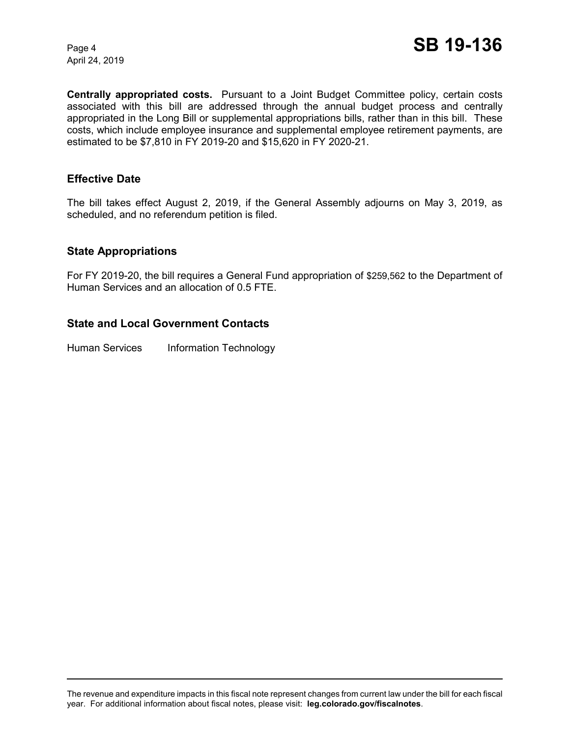**Centrally appropriated costs.** Pursuant to a Joint Budget Committee policy, certain costs associated with this bill are addressed through the annual budget process and centrally appropriated in the Long Bill or supplemental appropriations bills, rather than in this bill. These costs, which include employee insurance and supplemental employee retirement payments, are estimated to be $7,810 in FY 2019-20 and $15,620 in FY 2020-21.

## Effective Date

The bill takes effect August 2, 2019, if the General Assembly adjourns on May 3, 2019, as scheduled, and no referendum petition is filed.

## State Appropriations

For FY 2019-20, the bill requires a General Fund appropriation of $259,562 to the Department of Human Services and an allocation of 0.5 FTE.

## State and Local Government Contacts

Human Services Information Technology

The revenue and expenditure impacts in this fiscal note represent changes from current law under the bill for each fiscal year. For additional information about fiscal notes, please visit: **leg.colorado.gov/fiscalnotes**.